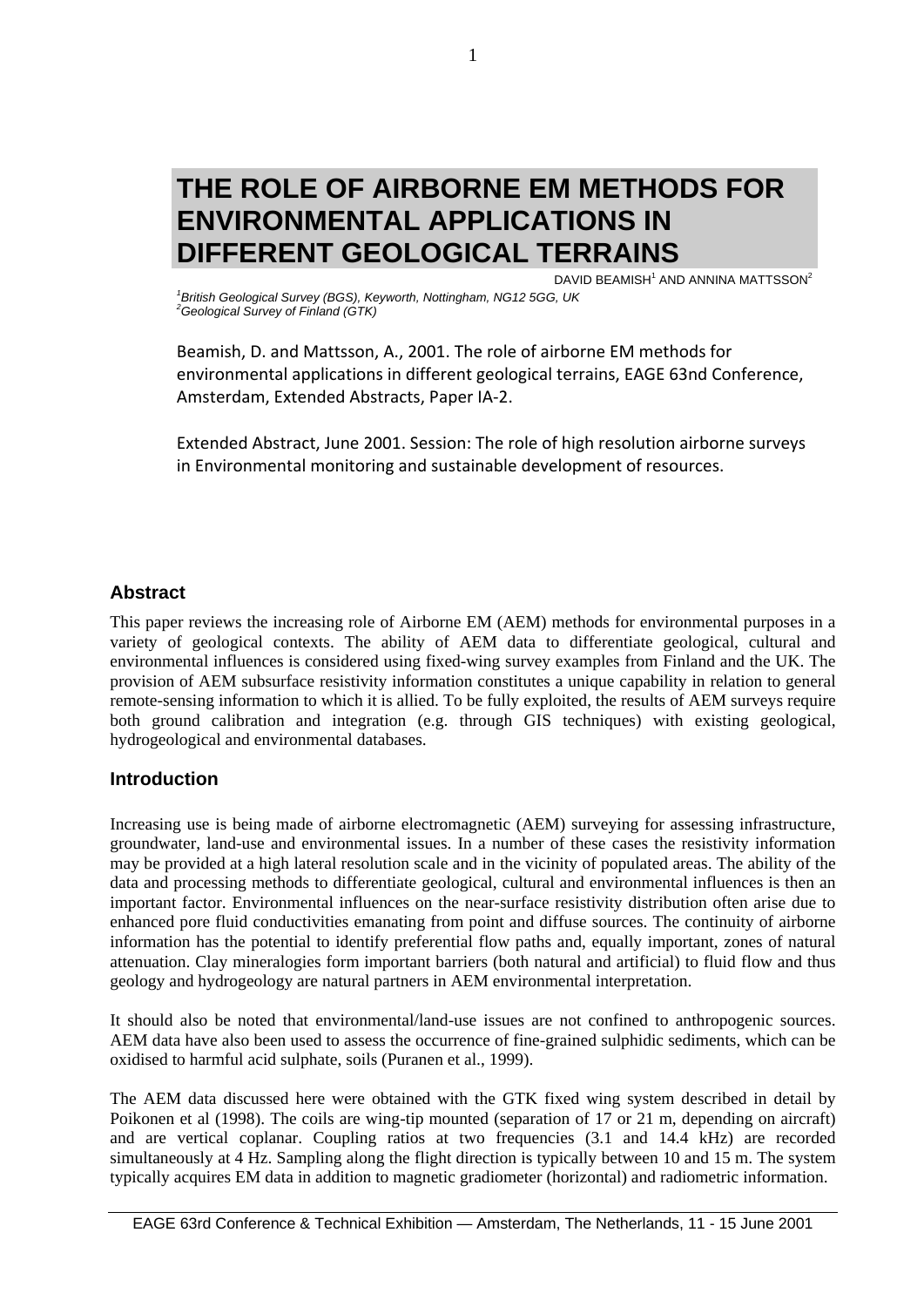# THE ROLE OF AIRBORNE EM METHODS FOR ENVIRONMENTAL APPLICATIONS IN DIFFERENT GEOLOGICAL TERRAINS

DAVID BEAMISH[1] AND ANNINA MATTSSON[2]

[1]*British Geological Survey (BGS), Keyworth, Nottingham, NG12 5GG, UK*
[2]*Geological Survey of Finland (GTK)*

Beamish, D. and Mattsson, A., 2001. The role of airborne EM methods for environmental applications in different geological terrains, EAGE 63nd Conference, Amsterdam, Extended Abstracts, Paper IA-2.

Extended Abstract, June 2001. Session: The role of high resolution airborne surveys in Environmental monitoring and sustainable development of resources.

## Abstract

This paper reviews the increasing role of Airborne EM (AEM) methods for environmental purposes in a variety of geological contexts. The ability of AEM data to differentiate geological, cultural and environmental influences is considered using fixed-wing survey examples from Finland and the UK. The provision of AEM subsurface resistivity information constitutes a unique capability in relation to general remote-sensing information to which it is allied. To be fully exploited, the results of AEM surveys require both ground calibration and integration (e.g. through GIS techniques) with existing geological, hydrogeological and environmental databases.

## Introduction

Increasing use is being made of airborne electromagnetic (AEM) surveying for assessing infrastructure, groundwater, land-use and environmental issues. In a number of these cases the resistivity information may be provided at a high lateral resolution scale and in the vicinity of populated areas. The ability of the data and processing methods to differentiate geological, cultural and environmental influences is then an important factor. Environmental influences on the near-surface resistivity distribution often arise due to enhanced pore fluid conductivities emanating from point and diffuse sources. The continuity of airborne information has the potential to identify preferential flow paths and, equally important, zones of natural attenuation. Clay mineralogies form important barriers (both natural and artificial) to fluid flow and thus geology and hydrogeology are natural partners in AEM environmental interpretation.

It should also be noted that environmental/land-use issues are not confined to anthropogenic sources. AEM data have also been used to assess the occurrence of fine-grained sulphidic sediments, which can be oxidised to harmful acid sulphate, soils (Puranen et al., 1999).

The AEM data discussed here were obtained with the GTK fixed wing system described in detail by Poikonen et al (1998). The coils are wing-tip mounted (separation of 17 or 21 m, depending on aircraft) and are vertical coplanar. Coupling ratios at two frequencies (3.1 and 14.4 kHz) are recorded simultaneously at 4 Hz. Sampling along the flight direction is typically between 10 and 15 m. The system typically acquires EM data in addition to magnetic gradiometer (horizontal) and radiometric information.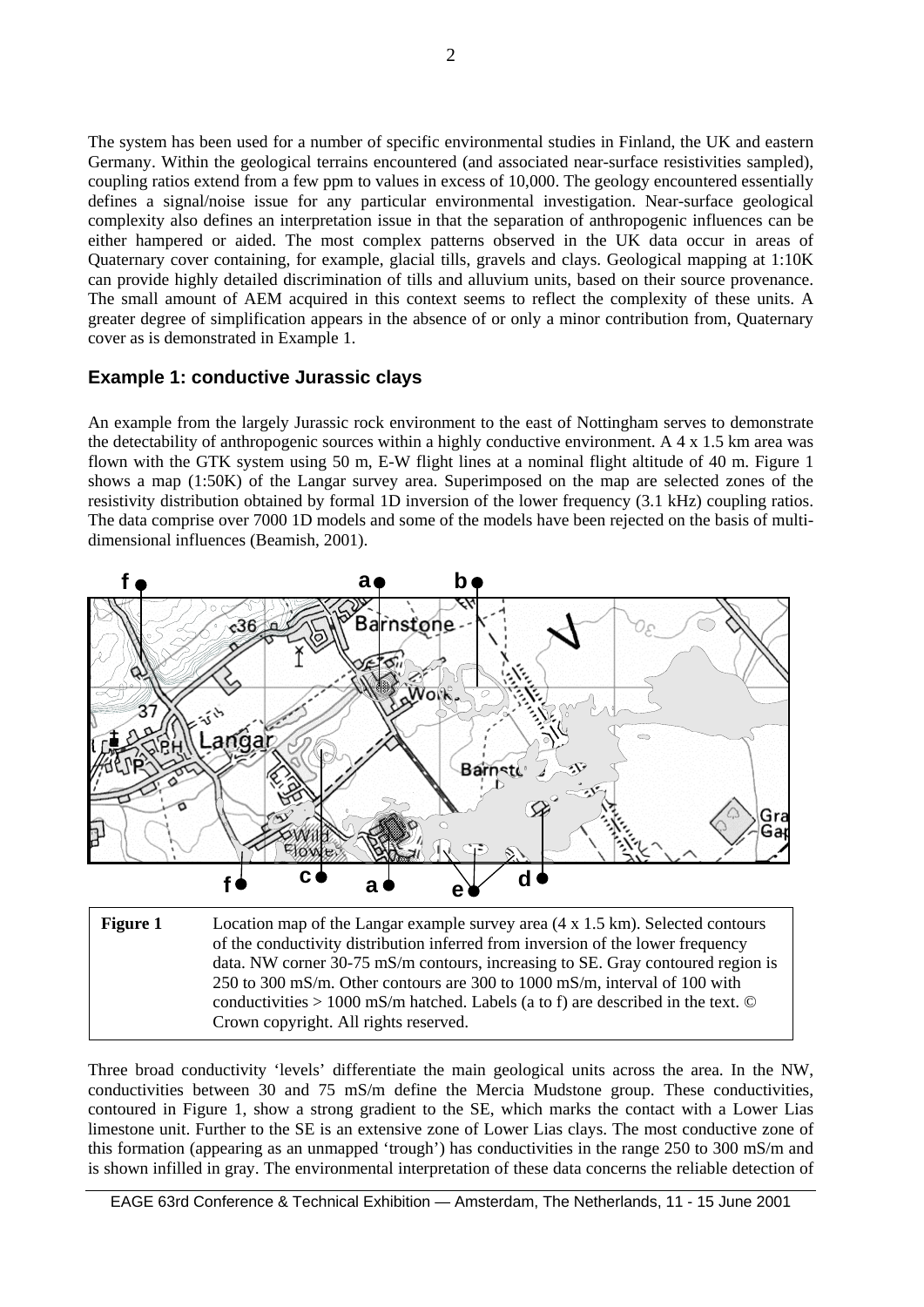The system has been used for a number of specific environmental studies in Finland, the UK and eastern Germany. Within the geological terrains encountered (and associated near-surface resistivities sampled), coupling ratios extend from a few ppm to values in excess of 10,000. The geology encountered essentially defines a signal/noise issue for any particular environmental investigation. Near-surface geological complexity also defines an interpretation issue in that the separation of anthropogenic influences can be either hampered or aided. The most complex patterns observed in the UK data occur in areas of Quaternary cover containing, for example, glacial tills, gravels and clays. Geological mapping at 1:10K can provide highly detailed discrimination of tills and alluvium units, based on their source provenance. The small amount of AEM acquired in this context seems to reflect the complexity of these units. A greater degree of simplification appears in the absence of or only a minor contribution from, Quaternary cover as is demonstrated in Example 1.

## Example 1: conductive Jurassic clays

An example from the largely Jurassic rock environment to the east of Nottingham serves to demonstrate the detectability of anthropogenic sources within a highly conductive environment. A 4 x 1.5 km area was flown with the GTK system using 50 m, E-W flight lines at a nominal flight altitude of 40 m. Figure 1 shows a map (1:50K) of the Langar survey area. Superimposed on the map are selected zones of the resistivity distribution obtained by formal 1D inversion of the lower frequency (3.1 kHz) coupling ratios. The data comprise over 7000 1D models and some of the models have been rejected on the basis of multi-dimensional influences (Beamish, 2001).

**Figure 1** Location map of the Langar example survey area (4 x 1.5 km). Selected contours of the conductivity distribution inferred from inversion of the lower frequency data. NW corner 30-75 mS/m contours, increasing to SE. Gray contoured region is 250 to 300 mS/m. Other contours are 300 to 1000 mS/m, interval of 100 with conductivities > 1000 mS/m hatched. Labels (a to f) are described in the text. © Crown copyright. All rights reserved.

Three broad conductivity 'levels' differentiate the main geological units across the area. In the NW, conductivities between 30 and 75 mS/m define the Mercia Mudstone group. These conductivities, contoured in Figure 1, show a strong gradient to the SE, which marks the contact with a Lower Lias limestone unit. Further to the SE is an extensive zone of Lower Lias clays. The most conductive zone of this formation (appearing as an unmapped 'trough') has conductivities in the range 250 to 300 mS/m and is shown infilled in gray. The environmental interpretation of these data concerns the reliable detection of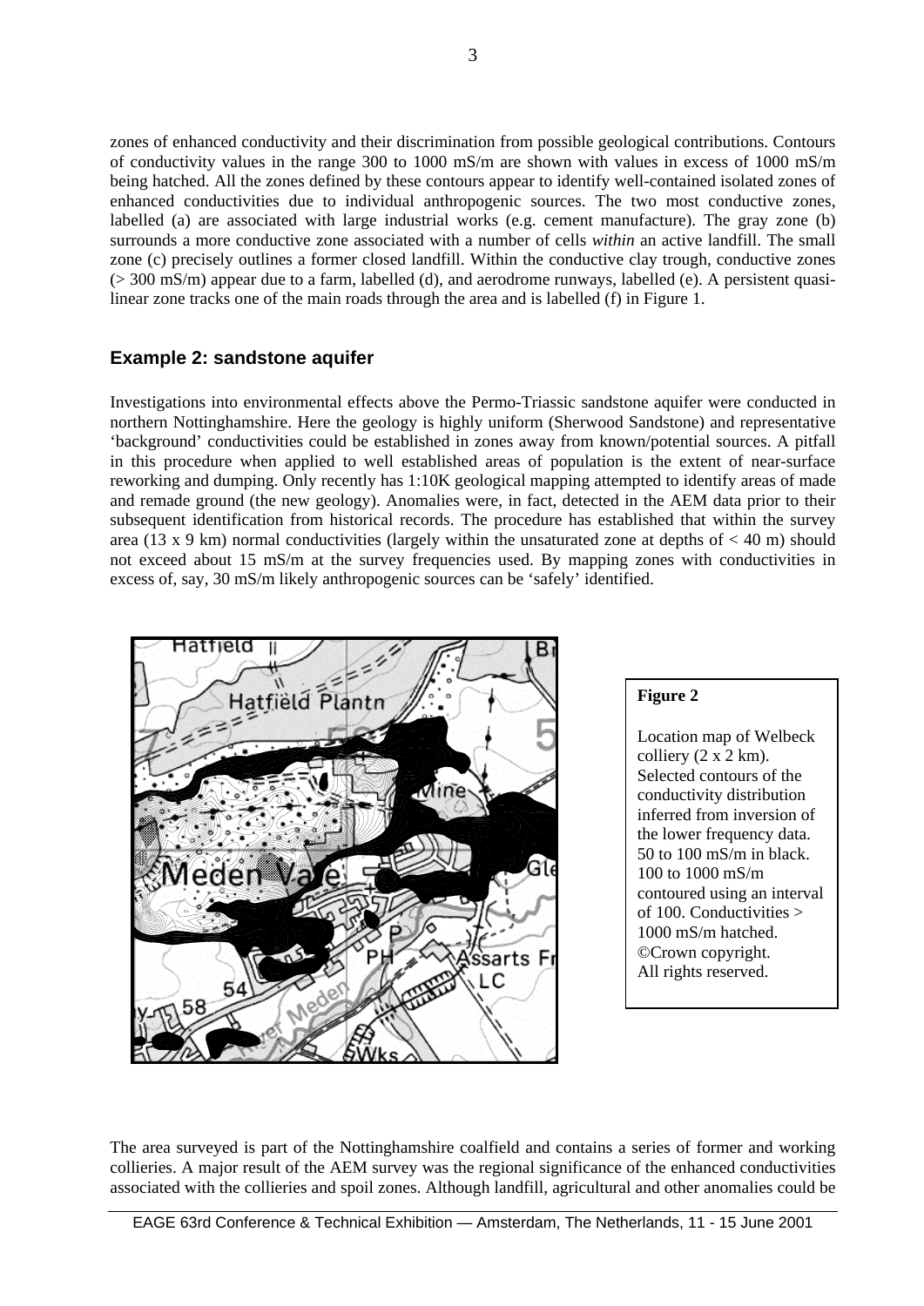zones of enhanced conductivity and their discrimination from possible geological contributions. Contours of conductivity values in the range 300 to 1000 mS/m are shown with values in excess of 1000 mS/m being hatched. All the zones defined by these contours appear to identify well-contained isolated zones of enhanced conductivities due to individual anthropogenic sources. The two most conductive zones, labelled (a) are associated with large industrial works (e.g. cement manufacture). The gray zone (b) surrounds a more conductive zone associated with a number of cells *within* an active landfill. The small zone (c) precisely outlines a former closed landfill. Within the conductive clay trough, conductive zones (> 300 mS/m) appear due to a farm, labelled (d), and aerodrome runways, labelled (e). A persistent quasi-linear zone tracks one of the main roads through the area and is labelled (f) in Figure 1.

## Example 2: sandstone aquifer

Investigations into environmental effects above the Permo-Triassic sandstone aquifer were conducted in northern Nottinghamshire. Here the geology is highly uniform (Sherwood Sandstone) and representative 'background' conductivities could be established in zones away from known/potential sources. A pitfall in this procedure when applied to well established areas of population is the extent of near-surface reworking and dumping. Only recently has 1:10K geological mapping attempted to identify areas of made and remade ground (the new geology). Anomalies were, in fact, detected in the AEM data prior to their subsequent identification from historical records. The procedure has established that within the survey area (13 x 9 km) normal conductivities (largely within the unsaturated zone at depths of < 40 m) should not exceed about 15 mS/m at the survey frequencies used. By mapping zones with conductivities in excess of, say, 30 mS/m likely anthropogenic sources can be 'safely' identified.

**Figure 2**

Location map of Welbeck colliery (2 x 2 km). Selected contours of the conductivity distribution inferred from inversion of the lower frequency data. 50 to 100 mS/m in black. 100 to 1000 mS/m contoured using an interval of 100. Conductivities > 1000 mS/m hatched. ©Crown copyright. All rights reserved.

The area surveyed is part of the Nottinghamshire coalfield and contains a series of former and working collieries. A major result of the AEM survey was the regional significance of the enhanced conductivities associated with the collieries and spoil zones. Although landfill, agricultural and other anomalies could be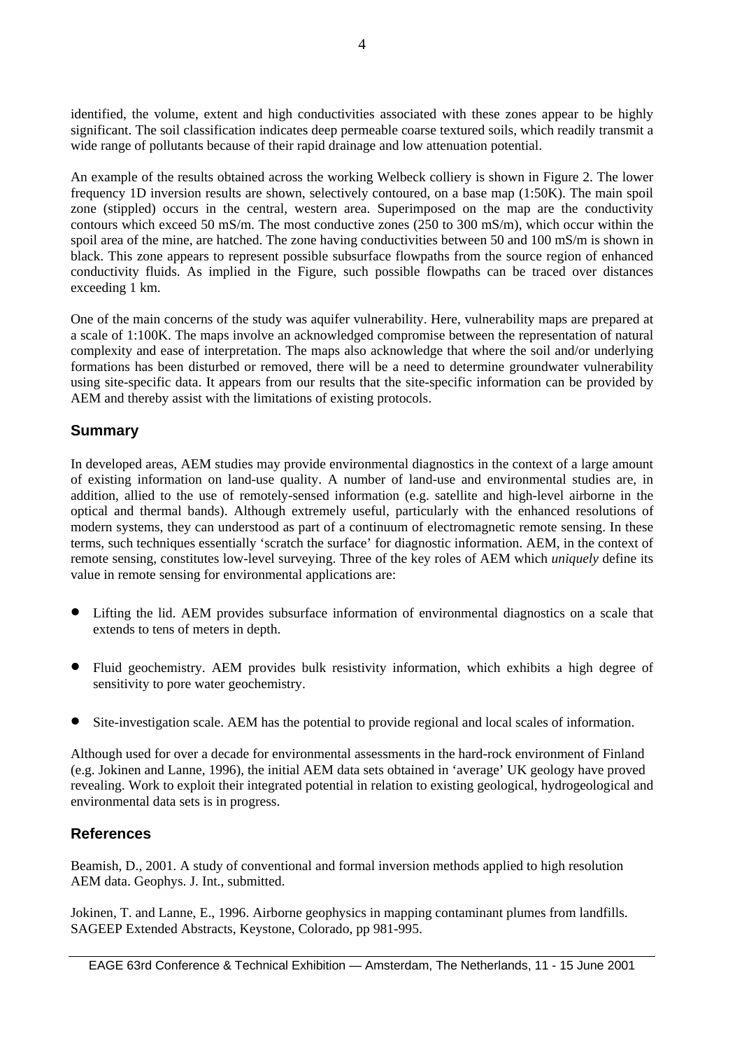identified, the volume, extent and high conductivities associated with these zones appear to be highly significant. The soil classification indicates deep permeable coarse textured soils, which readily transmit a wide range of pollutants because of their rapid drainage and low attenuation potential.

An example of the results obtained across the working Welbeck colliery is shown in Figure 2. The lower frequency 1D inversion results are shown, selectively contoured, on a base map (1:50K). The main spoil zone (stippled) occurs in the central, western area. Superimposed on the map are the conductivity contours which exceed 50 mS/m. The most conductive zones (250 to 300 mS/m), which occur within the spoil area of the mine, are hatched. The zone having conductivities between 50 and 100 mS/m is shown in black. This zone appears to represent possible subsurface flowpaths from the source region of enhanced conductivity fluids. As implied in the Figure, such possible flowpaths can be traced over distances exceeding 1 km.

One of the main concerns of the study was aquifer vulnerability. Here, vulnerability maps are prepared at a scale of 1:100K. The maps involve an acknowledged compromise between the representation of natural complexity and ease of interpretation. The maps also acknowledge that where the soil and/or underlying formations has been disturbed or removed, there will be a need to determine groundwater vulnerability using site-specific data. It appears from our results that the site-specific information can be provided by AEM and thereby assist with the limitations of existing protocols.

## Summary

In developed areas, AEM studies may provide environmental diagnostics in the context of a large amount of existing information on land-use quality. A number of land-use and environmental studies are, in addition, allied to the use of remotely-sensed information (e.g. satellite and high-level airborne in the optical and thermal bands). Although extremely useful, particularly with the enhanced resolutions of modern systems, they can understood as part of a continuum of electromagnetic remote sensing. In these terms, such techniques essentially 'scratch the surface' for diagnostic information. AEM, in the context of remote sensing, constitutes low-level surveying. Three of the key roles of AEM which *uniquely* define its value in remote sensing for environmental applications are:

- Lifting the lid. AEM provides subsurface information of environmental diagnostics on a scale that extends to tens of meters in depth.
- Fluid geochemistry. AEM provides bulk resistivity information, which exhibits a high degree of sensitivity to pore water geochemistry.
- Site-investigation scale. AEM has the potential to provide regional and local scales of information.

Although used for over a decade for environmental assessments in the hard-rock environment of Finland (e.g. Jokinen and Lanne, 1996), the initial AEM data sets obtained in 'average' UK geology have proved revealing. Work to exploit their integrated potential in relation to existing geological, hydrogeological and environmental data sets is in progress.

## References

Beamish, D., 2001. A study of conventional and formal inversion methods applied to high resolution AEM data. Geophys. J. Int., submitted.

Jokinen, T. and Lanne, E., 1996. Airborne geophysics in mapping contaminant plumes from landfills. SAGEEP Extended Abstracts, Keystone, Colorado, pp 981-995.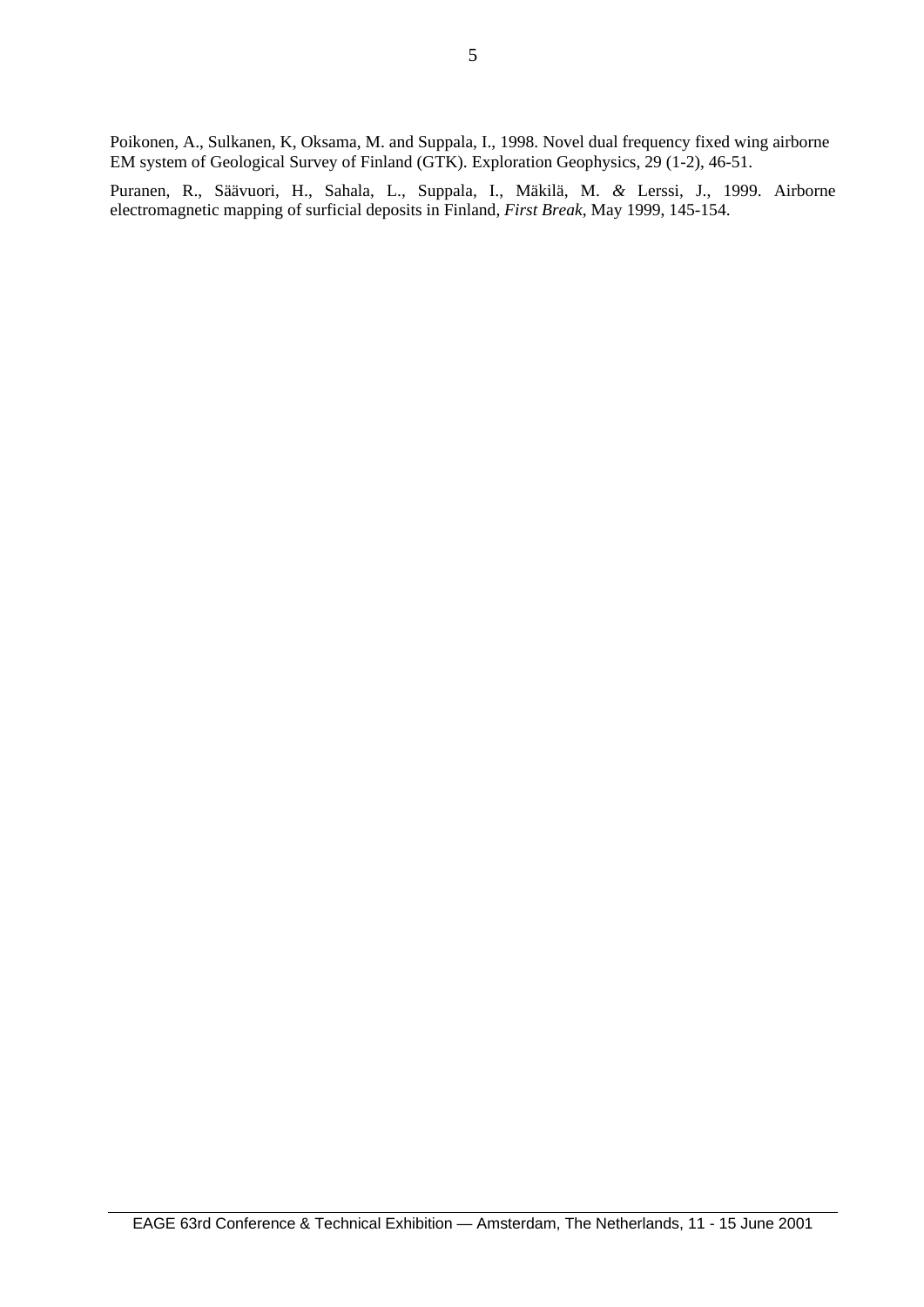Poikonen, A., Sulkanen, K, Oksama, M. and Suppala, I., 1998. Novel dual frequency fixed wing airborne EM system of Geological Survey of Finland (GTK). Exploration Geophysics, 29 (1-2), 46-51.

Puranen, R., Säävuori, H., Sahala, L., Suppala, I., Mäkilä, M. & Lerssi, J., 1999. Airborne electromagnetic mapping of surficial deposits in Finland, *First Break*, May 1999, 145-154.